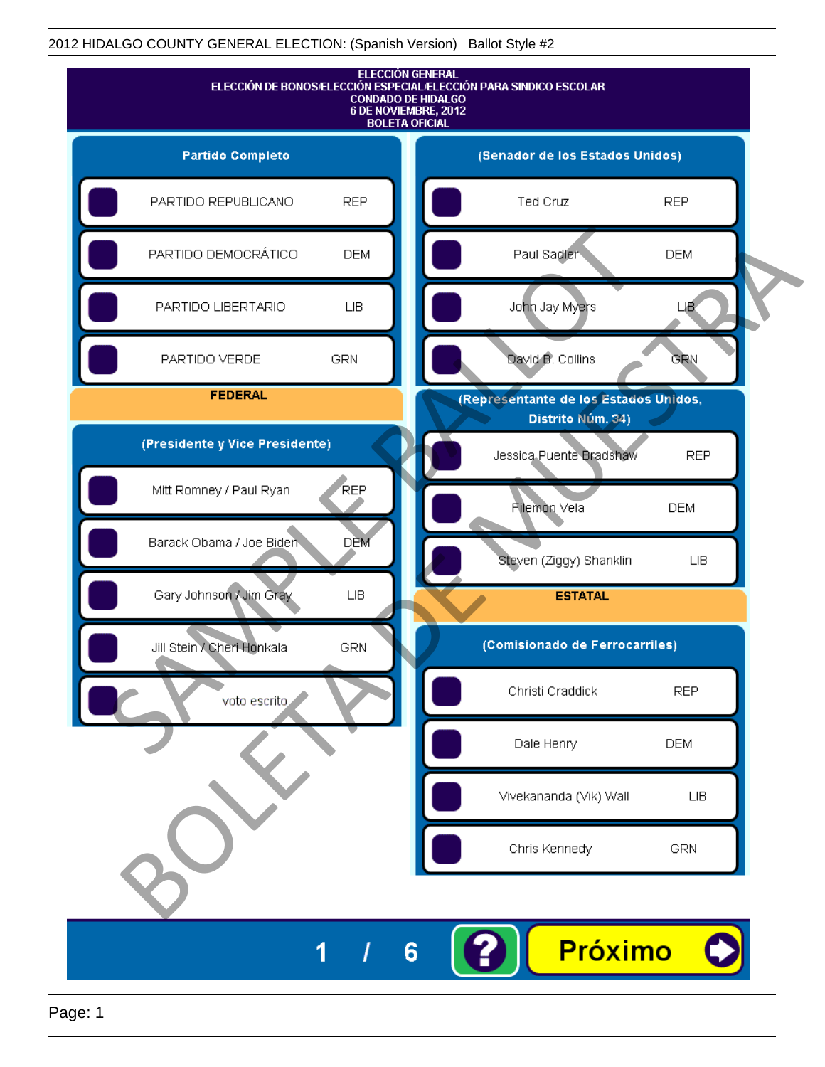2012 HIDALGO COUNTY GENERAL ELECTION: (Spanish Version) Ballot Style #2

# ELECCIÓN GENERAL
## ELECCIÓN DE BONOS/ELECCIÓN ESPECIAL/ELECCIÓN PARA SINDICO ESCOLAR
## CONDADO DE HIDALGO
## 6 DE NOVIEMBRE, 2012
## BOLETA OFICIAL

### Partido Completo

| Partido | |
|---|---|
| PARTIDO REPUBLICANO | REP |
| PARTIDO DEMOCRÁTICO | DEM |
| PARTIDO LIBERTARIO | LIB |
| PARTIDO VERDE | GRN |

### FEDERAL

#### (Presidente y Vice Presidente)

| Candidato | Partido |
|---|---|
| Mitt Romney / Paul Ryan | REP |
| Barack Obama / Joe Biden | DEM |
| Gary Johnson / Jim Gray | LIB |
| Jill Stein / Cheri Honkala | GRN |
| voto escrito | |

#### (Senador de los Estados Unidos)

| Candidato | Partido |
|---|---|
| Ted Cruz | REP |
| Paul Sadler | DEM |
| John Jay Myers | LIB |
| David B. Collins | GRN |

#### (Representante de los Estados Unidos, Distrito Núm. 34)

| Candidato | Partido |
|---|---|
| Jessica Puente Bradshaw | REP |
| Filemon Vela | DEM |
| Steven (Ziggy) Shanklin | LIB |

### ESTATAL

#### (Comisionado de Ferrocarriles)

| Candidato | Partido |
|---|---|
| Christi Craddick | REP |
| Dale Henry | DEM |
| Vivekananda (Vik) Wall | LIB |
| Chris Kennedy | GRN |

SAMPLE BALLOT
BOLETA DE MUESTRA

1 / 6

?

Próximo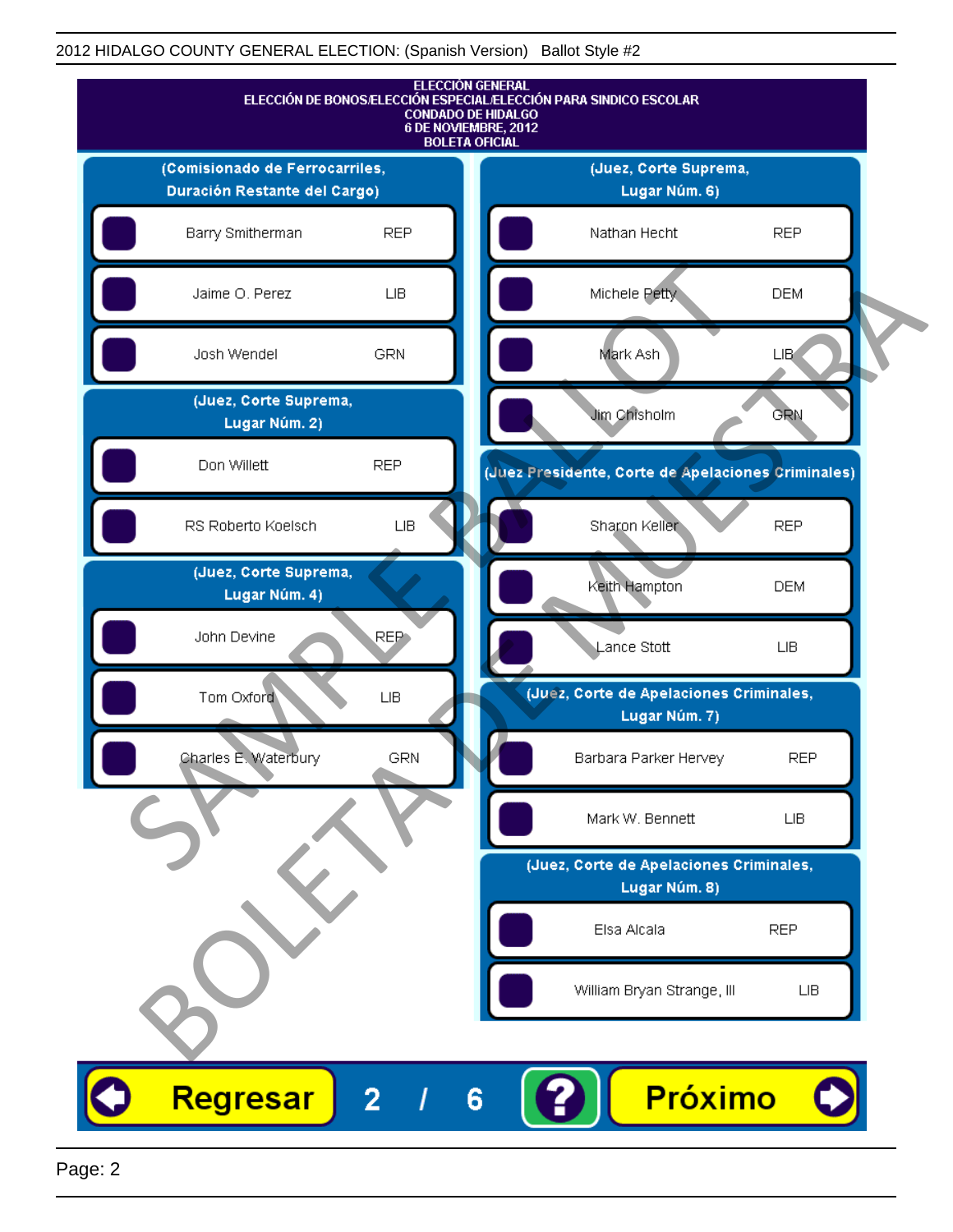ELECCIÓN GENERAL
ELECCIÓN DE BONOS/ELECCIÓN ESPECIAL/ELECCIÓN PARA SINDICO ESCOLAR
CONDADO DE HIDALGO
6 DE NOVIEMBRE, 2012
BOLETA OFICIAL

**(Comisionado de Ferrocarriles, Duración Restante del Cargo)**

| Candidato | Partido |
|---|---|
| Barry Smitherman | REP |
| Jaime O. Perez | LIB |
| Josh Wendel | GRN |

**(Juez, Corte Suprema, Lugar Núm. 2)**

| Candidato | Partido |
|---|---|
| Don Willett | REP |
| RS Roberto Koelsch | LIB |

**(Juez, Corte Suprema, Lugar Núm. 4)**

| Candidato | Partido |
|---|---|
| John Devine | REP |
| Tom Oxford | LIB |
| Charles E. Waterbury | GRN |

**(Juez, Corte Suprema, Lugar Núm. 6)**

| Candidato | Partido |
|---|---|
| Nathan Hecht | REP |
| Michele Petty | DEM |
| Mark Ash | LIB |
| Jim Chisholm | GRN |

**(Juez Presidente, Corte de Apelaciones Criminales)**

| Candidato | Partido |
|---|---|
| Sharon Keller | REP |
| Keith Hampton | DEM |
| Lance Stott | LIB |

**(Juez, Corte de Apelaciones Criminales, Lugar Núm. 7)**

| Candidato | Partido |
|---|---|
| Barbara Parker Hervey | REP |
| Mark W. Bennett | LIB |

**(Juez, Corte de Apelaciones Criminales, Lugar Núm. 8)**

| Candidato | Partido |
|---|---|
| Elsa Alcala | REP |
| William Bryan Strange, III | LIB |

Regresar 2 / 6 ? Próximo

SAMPLE BALLOT
BOLETA DE MUESTRA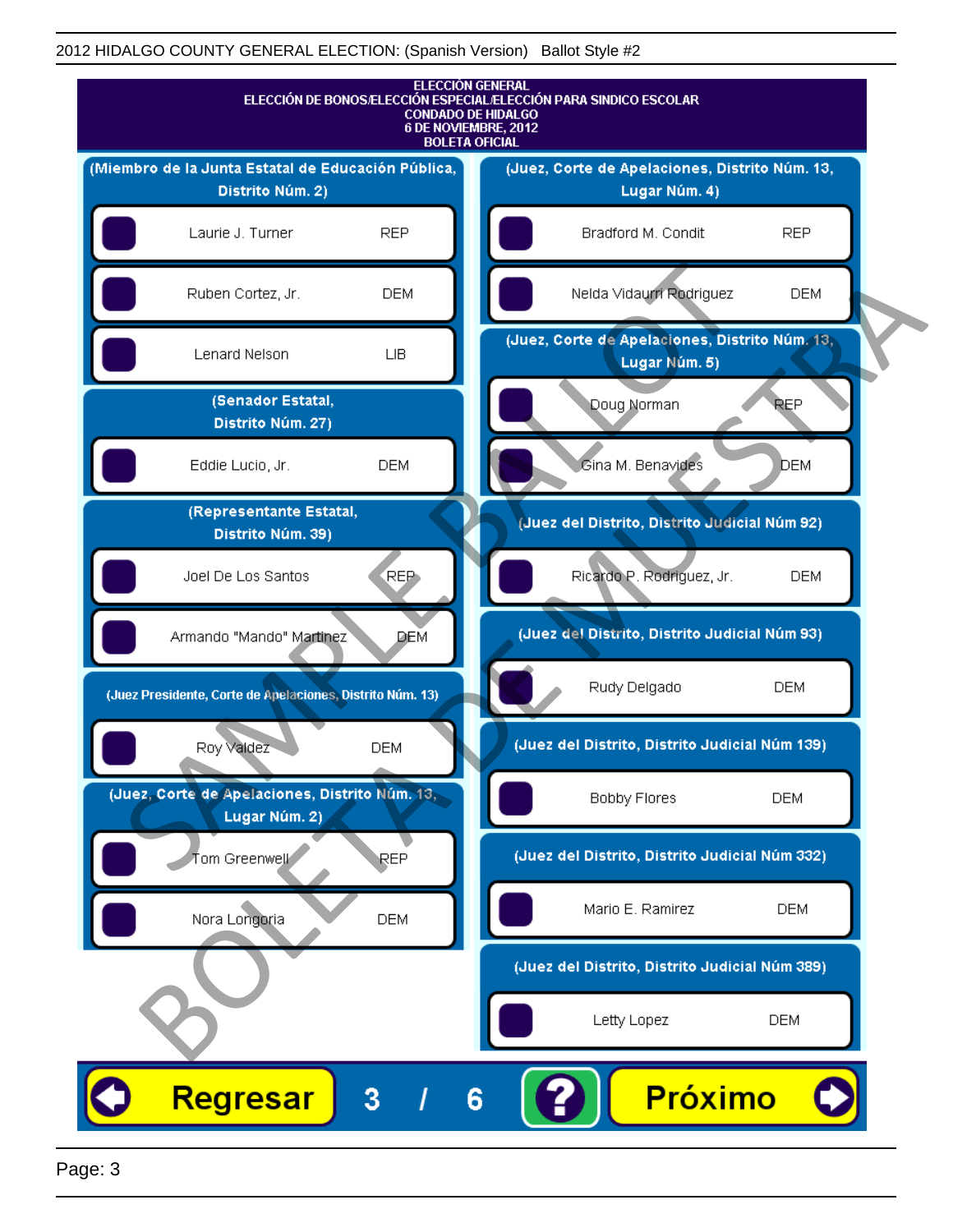2012 HIDALGO COUNTY GENERAL ELECTION: (Spanish Version) Ballot Style #2

# ELECCIÓN GENERAL
## ELECCIÓN DE BONOS/ELECCIÓN ESPECIAL/ELECCIÓN PARA SINDICO ESCOLAR
## CONDADO DE HIDALGO
## 6 DE NOVIEMBRE, 2012
## BOLETA OFICIAL

**(Miembro de la Junta Estatal de Educación Pública, Distrito Núm. 2)**

| Candidato | Partido |
|---|---|
| Laurie J. Turner | REP |
| Ruben Cortez, Jr. | DEM |
| Lenard Nelson | LIB |

**(Senador Estatal, Distrito Núm. 27)**

| Candidato | Partido |
|---|---|
| Eddie Lucio, Jr. | DEM |

**(Representante Estatal, Distrito Núm. 39)**

| Candidato | Partido |
|---|---|
| Joel De Los Santos | REP |
| Armando "Mando" Martinez | DEM |

**(Juez Presidente, Corte de Apelaciones, Distrito Núm. 13)**

| Candidato | Partido |
|---|---|
| Roy Valdez | DEM |

**(Juez, Corte de Apelaciones, Distrito Núm. 13, Lugar Núm. 2)**

| Candidato | Partido |
|---|---|
| Tom Greenwell | REP |
| Nora Longoria | DEM |

**(Juez, Corte de Apelaciones, Distrito Núm. 13, Lugar Núm. 4)**

| Candidato | Partido |
|---|---|
| Bradford M. Condit | REP |
| Nelda Vidaurri Rodriguez | DEM |

**(Juez, Corte de Apelaciones, Distrito Núm. 13, Lugar Núm. 5)**

| Candidato | Partido |
|---|---|
| Doug Norman | REP |
| Gina M. Benavides | DEM |

**(Juez del Distrito, Distrito Judicial Núm 92)**

| Candidato | Partido |
|---|---|
| Ricardo P. Rodriguez, Jr. | DEM |

**(Juez del Distrito, Distrito Judicial Núm 93)**

| Candidato | Partido |
|---|---|
| Rudy Delgado | DEM |

**(Juez del Distrito, Distrito Judicial Núm 139)**

| Candidato | Partido |
|---|---|
| Bobby Flores | DEM |

**(Juez del Distrito, Distrito Judicial Núm 332)**

| Candidato | Partido |
|---|---|
| Mario E. Ramirez | DEM |

**(Juez del Distrito, Distrito Judicial Núm 389)**

| Candidato | Partido |
|---|---|
| Letty Lopez | DEM |

Regresar | 3 / 6 | ? | Próximo

SAMPLE BALLOT / BOLETA DE MUESTRA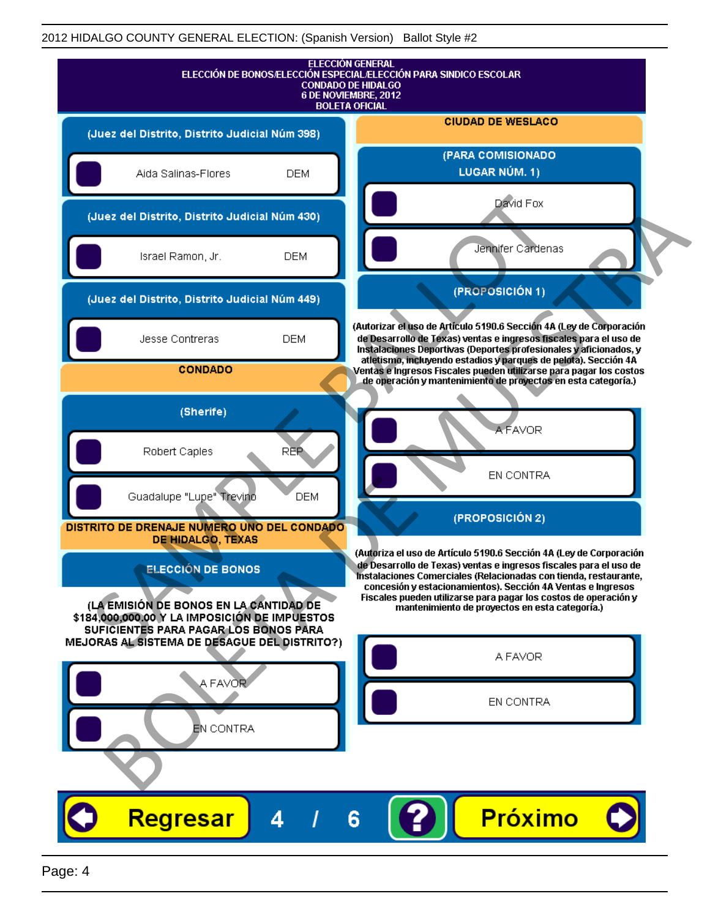2012 HIDALGO COUNTY GENERAL ELECTION: (Spanish Version) Ballot Style #2

# ELECCIÓN GENERAL
## ELECCIÓN DE BONOS/ELECCIÓN ESPECIAL/ELECCIÓN PARA SINDICO ESCOLAR
## CONDADO DE HIDALGO
## 6 DE NOVIEMBRE, 2012
## BOLETA OFICIAL

### (Juez del Distrito, Distrito Judicial Núm 398)

- Aida Salinas-Flores DEM

### (Juez del Distrito, Distrito Judicial Núm 430)

- Israel Ramon, Jr. DEM

### (Juez del Distrito, Distrito Judicial Núm 449)

- Jesse Contreras DEM

## CONDADO

### (Sherife)

- Robert Caples REP
- Guadalupe "Lupe" Trevino DEM

## DISTRITO DE DRENAJE NUMERO UNO DEL CONDADO DE HIDALGO, TEXAS

### ELECCIÓN DE BONOS

**(LA EMISIÓN DE BONOS EN LA CANTIDAD DE $184,000,000.00 Y LA IMPOSICIÓN DE IMPUESTOS SUFICIENTES PARA PAGAR LOS BONOS PARA MEJORAS AL SISTEMA DE DESAGUE DEL DISTRITO?)**

- A FAVOR
- EN CONTRA

## CIUDAD DE WESLACO

### (PARA COMISIONADO LUGAR NÚM. 1)

- David Fox
- Jennifer Cardenas

### (PROPOSICIÓN 1)

**(Autorizar el uso de Artículo 5190.6 Sección 4A (Ley de Corporación de Desarrollo de Texas) ventas e ingresos fiscales para el uso de Instalaciones Deportivas (Deportes profesionales y aficionados, y atletismo, incluyendo estadios y parques de pelota). Sección 4A Ventas e Ingresos Fiscales pueden utilizarse para pagar los costos de operación y mantenimiento de proyectos en esta categoría.)**

- A FAVOR
- EN CONTRA

### (PROPOSICIÓN 2)

**(Autoriza el uso de Artículo 5190.6 Sección 4A (Ley de Corporación de Desarrollo de Texas) ventas e ingresos fiscales para el uso de Instalaciones Comerciales (Relacionadas con tienda, restaurante, concesión y estacionamientos). Sección 4A Ventas e Ingresos Fiscales pueden utilizarse para pagar los costos de operación y mantenimiento de proyectos en esta categoría.)**

- A FAVOR
- EN CONTRA

Regresar 4 / 6 ? Próximo

SAMPLE BALLOT — BOLETA DE MUESTRA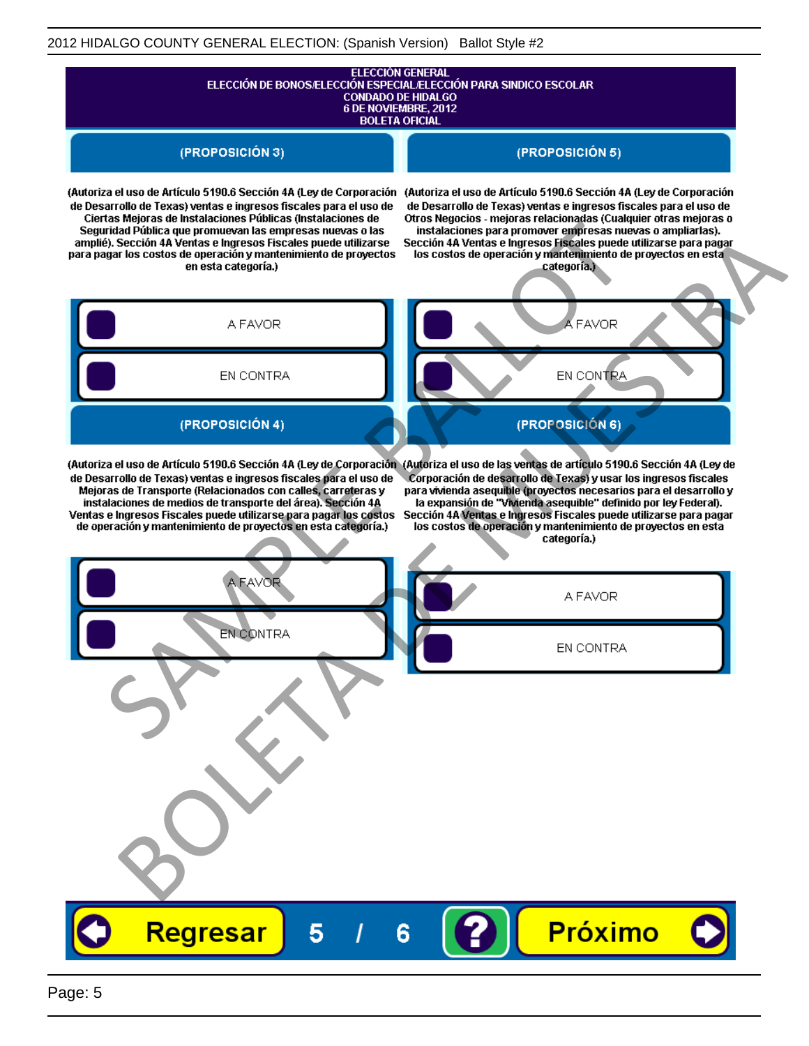ELECCIÓN GENERAL
ELECCIÓN DE BONOS/ELECCIÓN ESPECIAL/ELECCIÓN PARA SINDICO ESCOLAR
CONDADO DE HIDALGO
6 DE NOVIEMBRE, 2012
BOLETA OFICIAL

## (PROPOSICIÓN 3)

(Autoriza el uso de Artículo 5190.6 Sección 4A (Ley de Corporación de Desarrollo de Texas) ventas e ingresos fiscales para el uso de Ciertas Mejoras de Instalaciones Públicas (Instalaciones de Seguridad Pública que promuevan las empresas nuevas o las amplié). Sección 4A Ventas e Ingresos Fiscales puede utilizarse para pagar los costos de operación y mantenimiento de proyectos en esta categoría.)

- A FAVOR
- EN CONTRA

## (PROPOSICIÓN 4)

(Autoriza el uso de Artículo 5190.6 Sección 4A (Ley de Corporación de Desarrollo de Texas) ventas e ingresos fiscales para el uso de Mejoras de Transporte (Relacionados con calles, carreteras y instalaciones de medios de transporte del área). Sección 4A Ventas e Ingresos Fiscales puede utilizarse para pagar los costos de operación y mantenimiento de proyectos en esta categoría.)

- A FAVOR
- EN CONTRA

## (PROPOSICIÓN 5)

(Autoriza el uso de Artículo 5190.6 Sección 4A (Ley de Corporación de Desarrollo de Texas) ventas e ingresos fiscales para el uso de Otros Negocios - mejoras relacionadas (Cualquier otras mejoras o instalaciones para promover empresas nuevas o ampliarlas). Sección 4A Ventas e Ingresos Fiscales puede utilizarse para pagar los costos de operación y mantenimiento de proyectos en esta categoría.)

- A FAVOR
- EN CONTRA

## (PROPOSICIÓN 6)

(Autoriza el uso de las ventas de artículo 5190.6 Sección 4A (Ley de Corporación de desarrollo de Texas) y usar los ingresos fiscales para vivienda asequible (proyectos necesarios para el desarrollo y la expansión de "Vivienda asequible" definido por ley Federal). Sección 4A Ventas e Ingresos Fiscales puede utilizarse para pagar los costos de operación y mantenimiento de proyectos en esta categoría.)

- A FAVOR
- EN CONTRA

Regresar 5 / 6 ? Próximo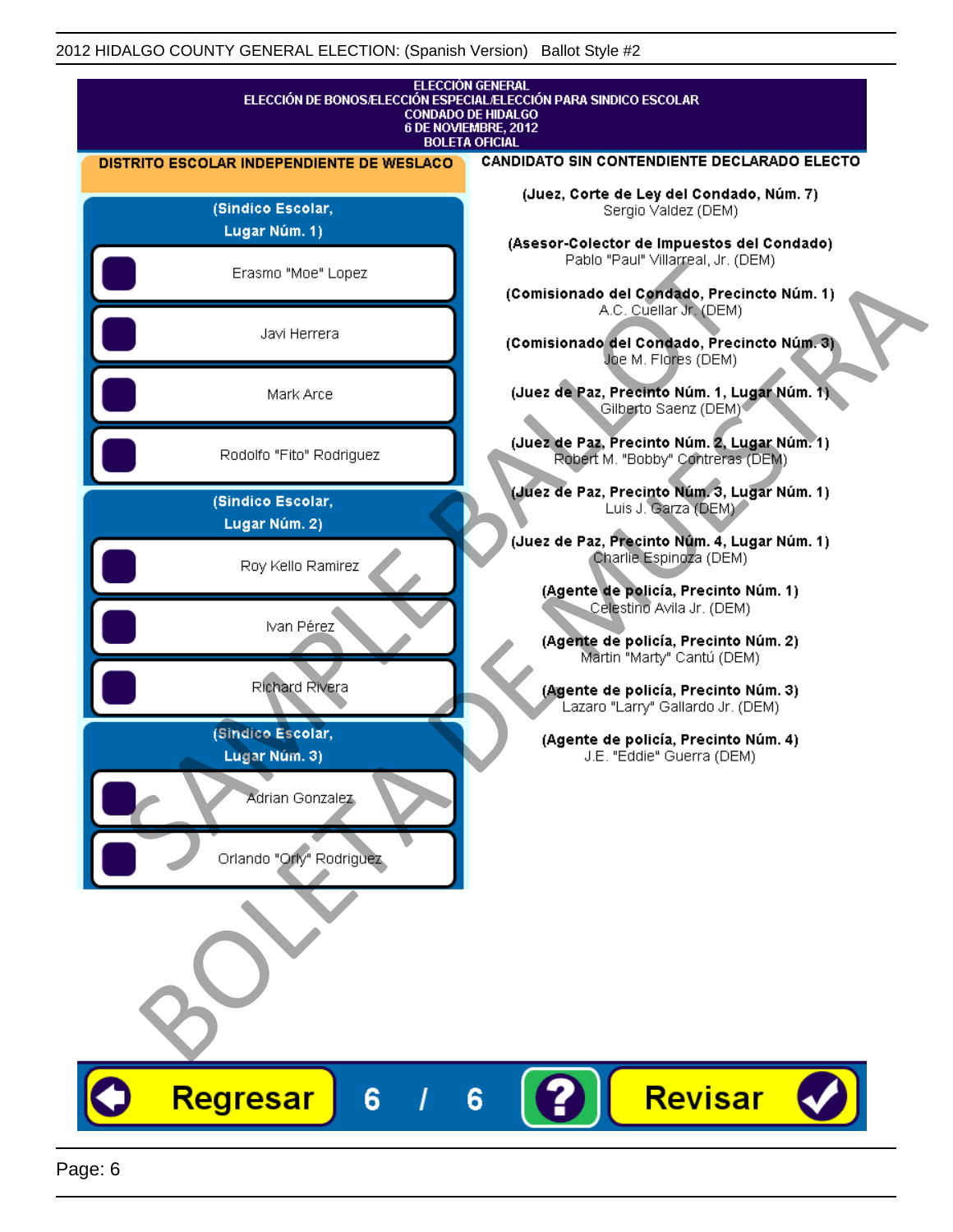2012 HIDALGO COUNTY GENERAL ELECTION: (Spanish Version) Ballot Style #2

ELECCIÓN GENERAL
ELECCIÓN DE BONOS/ELECCIÓN ESPECIAL/ELECCIÓN PARA SINDICO ESCOLAR
CONDADO DE HIDALGO
6 DE NOVIEMBRE, 2012
BOLETA OFICIAL

## DISTRITO ESCOLAR INDEPENDIENTE DE WESLACO

### (Sindico Escolar, Lugar Núm. 1)

- Erasmo "Moe" Lopez
- Javi Herrera
- Mark Arce
- Rodolfo "Fito" Rodriguez

### (Sindico Escolar, Lugar Núm. 2)

- Roy Kello Ramirez
- Ivan Pérez
- Richard Rivera

### (Sindico Escolar, Lugar Núm. 3)

- Adrian Gonzalez
- Orlando "Orly" Rodriguez

## CANDIDATO SIN CONTENDIENTE DECLARADO ELECTO

**(Juez, Corte de Ley del Condado, Núm. 7)**
Sergio Valdez (DEM)

**(Asesor-Colector de Impuestos del Condado)**
Pablo "Paul" Villarreal, Jr. (DEM)

**(Comisionado del Condado, Precincto Núm. 1)**
A.C. Cuellar Jr. (DEM)

**(Comisionado del Condado, Precincto Núm. 3)**
Joe M. Flores (DEM)

**(Juez de Paz, Precinto Núm. 1, Lugar Núm. 1)**
Gilberto Saenz (DEM)

**(Juez de Paz, Precinto Núm. 2, Lugar Núm. 1)**
Robert M. "Bobby" Contreras (DEM)

**(Juez de Paz, Precinto Núm. 3, Lugar Núm. 1)**
Luis J. Garza (DEM)

**(Juez de Paz, Precinto Núm. 4, Lugar Núm. 1)**
Charlie Espinoza (DEM)

**(Agente de policía, Precinto Núm. 1)**
Celestino Avila Jr. (DEM)

**(Agente de policía, Precinto Núm. 2)**
Martin "Marty" Cantú (DEM)

**(Agente de policía, Precinto Núm. 3)**
Lazaro "Larry" Gallardo Jr. (DEM)

**(Agente de policía, Precinto Núm. 4)**
J.E. "Eddie" Guerra (DEM)

SAMPLE BALLOT — BOLETA DE MUESTRA

Regresar | 6 / 6 | ? | Revisar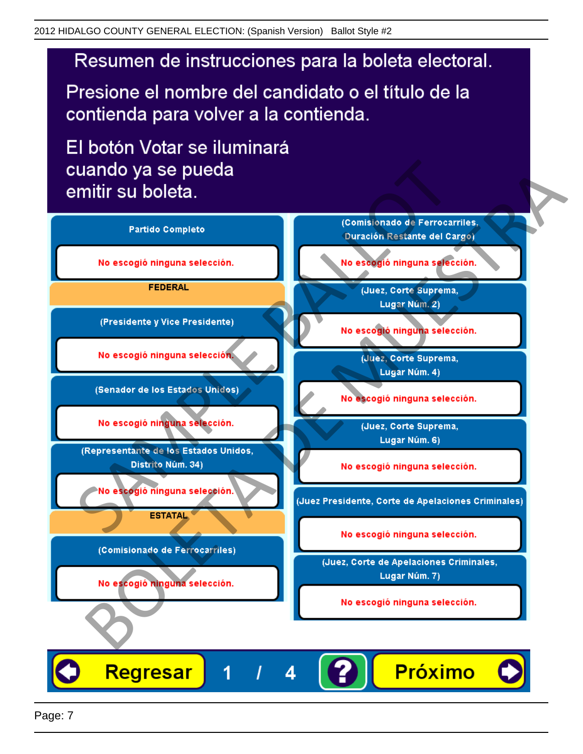2012 HIDALGO COUNTY GENERAL ELECTION: (Spanish Version) Ballot Style #2

# Resumen de instrucciones para la boleta electoral.

Presione el nombre del candidato o el título de la contienda para volver a la contienda.

El botón Votar se iluminará cuando ya se pueda emitir su boleta.

**Partido Completo**

No escogió ninguna selección.

**FEDERAL**

**(Presidente y Vice Presidente)**

No escogió ninguna selección.

**(Senador de los Estados Unidos)**

No escogió ninguna selección.

**(Representante de los Estados Unidos, Distrito Núm. 34)**

No escogió ninguna selección.

**ESTATAL**

**(Comisionado de Ferrocarriles)**

No escogió ninguna selección.

**(Comisionado de Ferrocarriles, Duración Restante del Cargo)**

No escogió ninguna selección.

**(Juez, Corte Suprema, Lugar Núm. 2)**

No escogió ninguna selección.

**(Juez, Corte Suprema, Lugar Núm. 4)**

No escogió ninguna selección.

**(Juez, Corte Suprema, Lugar Núm. 6)**

No escogió ninguna selección.

**(Juez Presidente, Corte de Apelaciones Criminales)**

No escogió ninguna selección.

**(Juez, Corte de Apelaciones Criminales, Lugar Núm. 7)**

No escogió ninguna selección.

Regresar 1 / 4 ? Próximo

SAMPLE BALLOT
BOLETA DE MUESTRA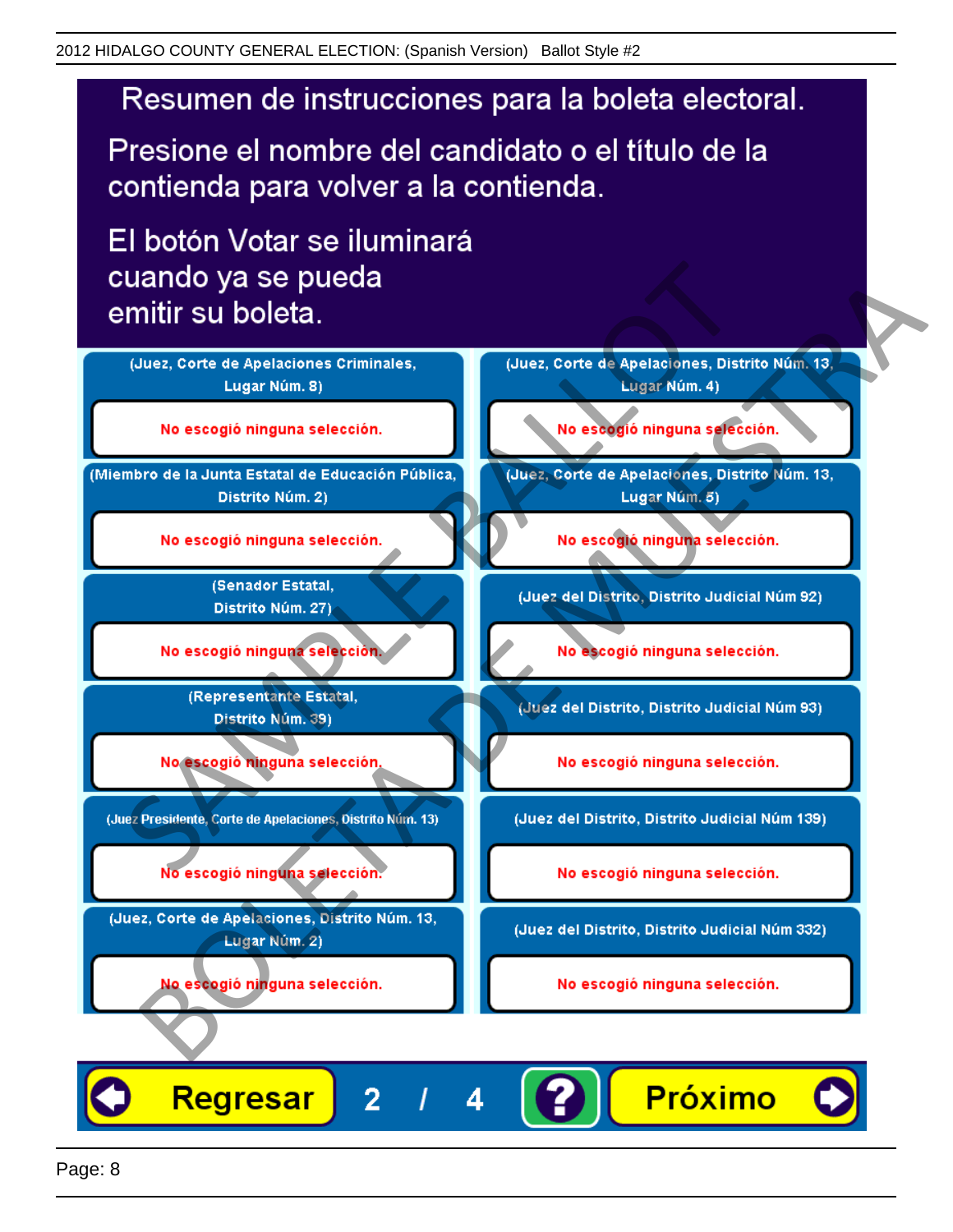# Resumen de instrucciones para la boleta electoral.

Presione el nombre del candidato o el título de la contienda para volver a la contienda.

El botón Votar se iluminará cuando ya se pueda emitir su boleta.

| | |
|---|---|
| (Juez, Corte de Apelaciones Criminales, Lugar Núm. 8) | (Juez, Corte de Apelaciones, Distrito Núm. 13, Lugar Núm. 4) |
| No escogió ninguna selección. | No escogió ninguna selección. |
| (Miembro de la Junta Estatal de Educación Pública, Distrito Núm. 2) | (Juez, Corte de Apelaciones, Distrito Núm. 13, Lugar Núm. 5) |
| No escogió ninguna selección. | No escogió ninguna selección. |
| (Senador Estatal, Distrito Núm. 27) | (Juez del Distrito, Distrito Judicial Núm 92) |
| No escogió ninguna selección. | No escogió ninguna selección. |
| (Representante Estatal, Distrito Núm. 39) | (Juez del Distrito, Distrito Judicial Núm 93) |
| No escogió ninguna selección. | No escogió ninguna selección. |
| (Juez Presidente, Corte de Apelaciones, Distrito Núm. 13) | (Juez del Distrito, Distrito Judicial Núm 139) |
| No escogió ninguna selección. | No escogió ninguna selección. |
| (Juez, Corte de Apelaciones, Distrito Núm. 13, Lugar Núm. 2) | (Juez del Distrito, Distrito Judicial Núm 332) |
| No escogió ninguna selección. | No escogió ninguna selección. |

Regresar 2 / 4 ? Próximo

SAMPLE BALLOT BOLETA DE MUESTRA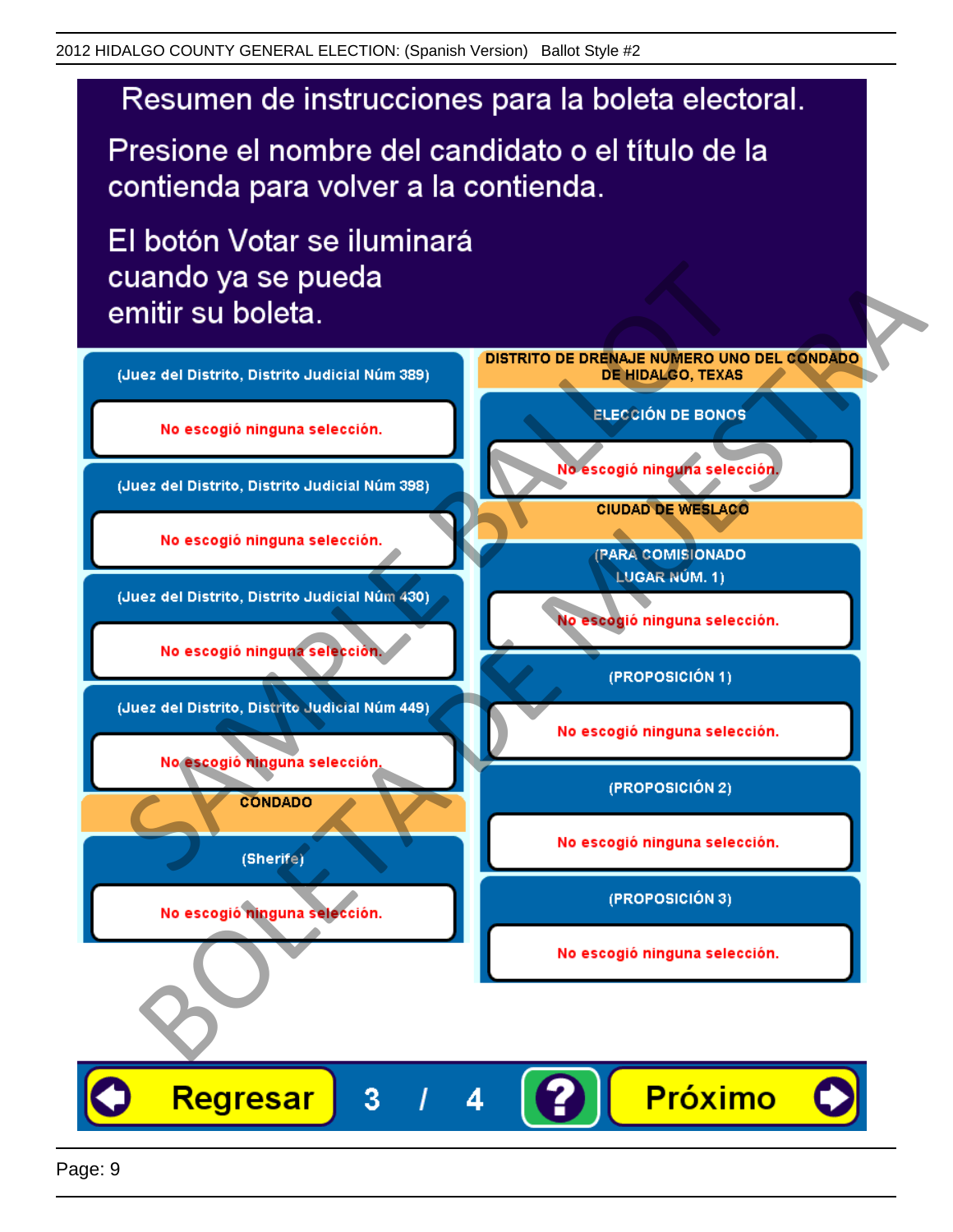2012 HIDALGO COUNTY GENERAL ELECTION: (Spanish Version) Ballot Style #2

# Resumen de instrucciones para la boleta electoral.

Presione el nombre del candidato o el título de la contienda para volver a la contienda.

El botón Votar se iluminará cuando ya se pueda emitir su boleta.

**(Juez del Distrito, Distrito Judicial Núm 389)**

No escogió ninguna selección.

**(Juez del Distrito, Distrito Judicial Núm 398)**

No escogió ninguna selección.

**(Juez del Distrito, Distrito Judicial Núm 430)**

No escogió ninguna selección.

**(Juez del Distrito, Distrito Judicial Núm 449)**

No escogió ninguna selección.

## CONDADO

**(Sherife)**

No escogió ninguna selección.

## DISTRITO DE DRENAJE NUMERO UNO DEL CONDADO DE HIDALGO, TEXAS

**ELECCIÓN DE BONOS**

No escogió ninguna selección.

## CIUDAD DE WESLACO

**(PARA COMISIONADO LUGAR NÚM. 1)**

No escogió ninguna selección.

**(PROPOSICIÓN 1)**

No escogió ninguna selección.

**(PROPOSICIÓN 2)**

No escogió ninguna selección.

**(PROPOSICIÓN 3)**

No escogió ninguna selección.

Regresar 3 / 4 ? Próximo

SAMPLE BALLOT / BOLETA DE MUESTRA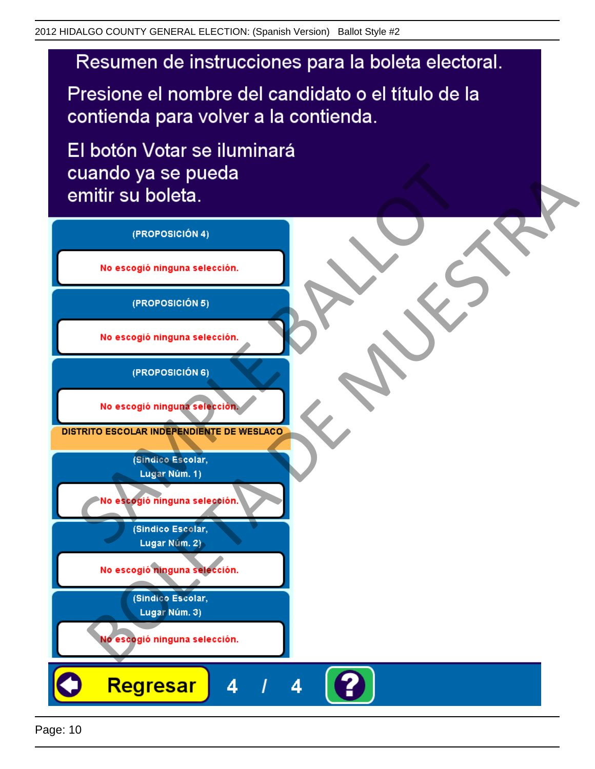# Resumen de instrucciones para la boleta electoral.

Presione el nombre del candidato o el título de la contienda para volver a la contienda.

El botón Votar se iluminará cuando ya se pueda emitir su boleta.

**(PROPOSICIÓN 4)**

No escogió ninguna selección.

**(PROPOSICIÓN 5)**

No escogió ninguna selección.

**(PROPOSICIÓN 6)**

No escogió ninguna selección.

**DISTRITO ESCOLAR INDEPENDIENTE DE WESLACO**

**(Sindico Escolar, Lugar Núm. 1)**

No escogió ninguna selección.

**(Sindico Escolar, Lugar Núm. 2)**

No escogió ninguna selección.

**(Sindico Escolar, Lugar Núm. 3)**

No escogió ninguna selección.

Regresar 4 / 4 ?

SAMPLE BALLOT
BOLETA DE MUESTRA